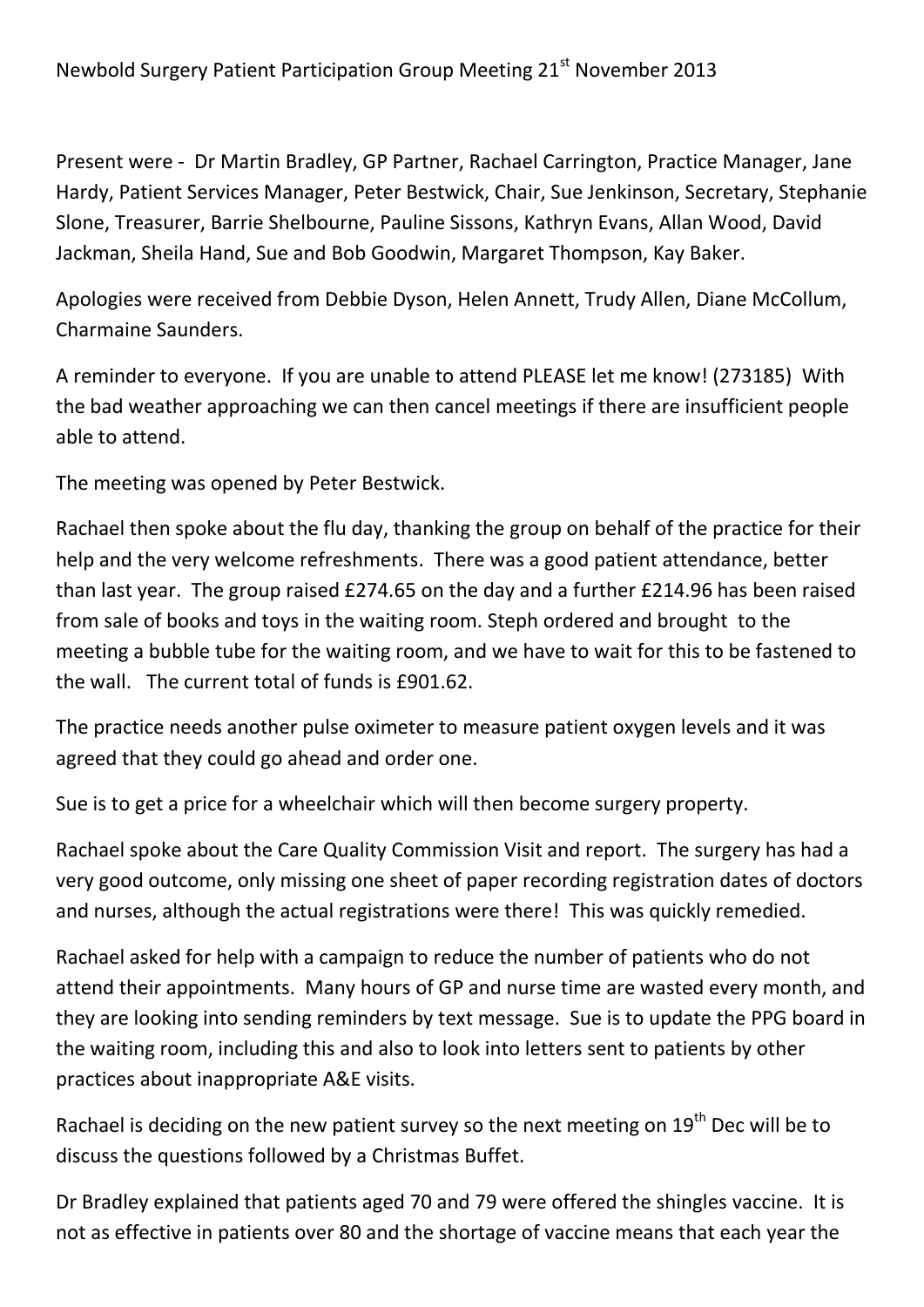# Newbold Surgery Patient Participation Group Meeting 21st November 2013

Present were - Dr Martin Bradley, GP Partner, Rachael Carrington, Practice Manager, Jane Hardy, Patient Services Manager, Peter Bestwick, Chair, Sue Jenkinson, Secretary, Stephanie Slone, Treasurer, Barrie Shelbourne, Pauline Sissons, Kathryn Evans, Allan Wood, David Jackman, Sheila Hand, Sue and Bob Goodwin, Margaret Thompson, Kay Baker.

Apologies were received from Debbie Dyson, Helen Annett, Trudy Allen, Diane McCollum, Charmaine Saunders.

A reminder to everyone. If you are unable to attend PLEASE let me know! (273185) With the bad weather approaching we can then cancel meetings if there are insufficient people able to attend.

The meeting was opened by Peter Bestwick.

Rachael then spoke about the flu day, thanking the group on behalf of the practice for their help and the very welcome refreshments. There was a good patient attendance, better than last year. The group raised £274.65 on the day and a further £214.96 has been raised from sale of books and toys in the waiting room. Steph ordered and brought to the meeting a bubble tube for the waiting room, and we have to wait for this to be fastened to the wall. The current total of funds is £901.62.

The practice needs another pulse oximeter to measure patient oxygen levels and it was agreed that they could go ahead and order one.

Sue is to get a price for a wheelchair which will then become surgery property.

Rachael spoke about the Care Quality Commission Visit and report. The surgery has had a very good outcome, only missing one sheet of paper recording registration dates of doctors and nurses, although the actual registrations were there! This was quickly remedied.

Rachael asked for help with a campaign to reduce the number of patients who do not attend their appointments. Many hours of GP and nurse time are wasted every month, and they are looking into sending reminders by text message. Sue is to update the PPG board in the waiting room, including this and also to look into letters sent to patients by other practices about inappropriate A&E visits.

Rachael is deciding on the new patient survey so the next meeting on 19th Dec will be to discuss the questions followed by a Christmas Buffet.

Dr Bradley explained that patients aged 70 and 79 were offered the shingles vaccine. It is not as effective in patients over 80 and the shortage of vaccine means that each year the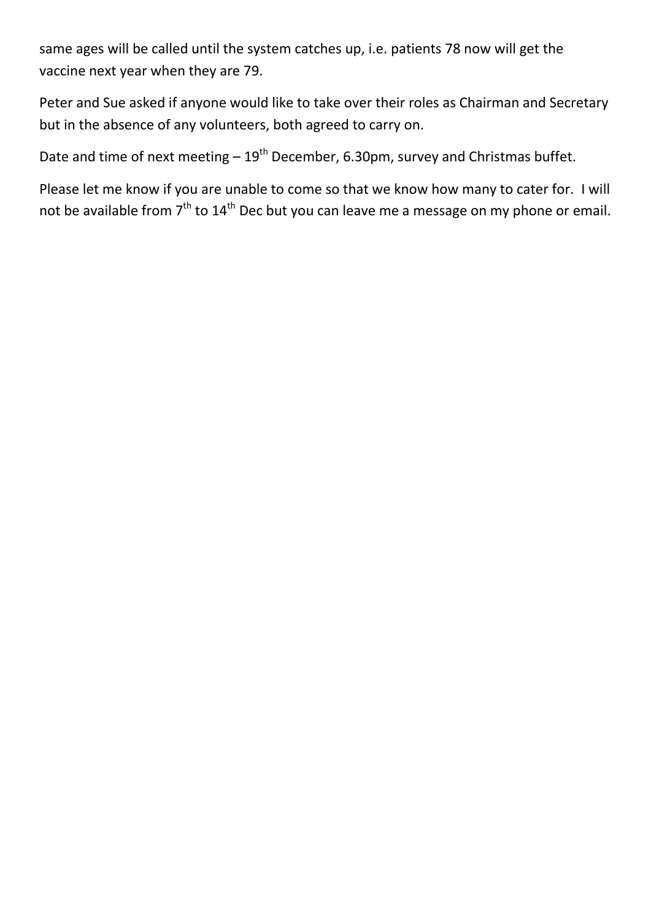same ages will be called until the system catches up, i.e. patients 78 now will get the vaccine next year when they are 79.

Peter and Sue asked if anyone would like to take over their roles as Chairman and Secretary but in the absence of any volunteers, both agreed to carry on.

Date and time of next meeting – 19th December, 6.30pm, survey and Christmas buffet.

Please let me know if you are unable to come so that we know how many to cater for. I will not be available from 7th to 14th Dec but you can leave me a message on my phone or email.